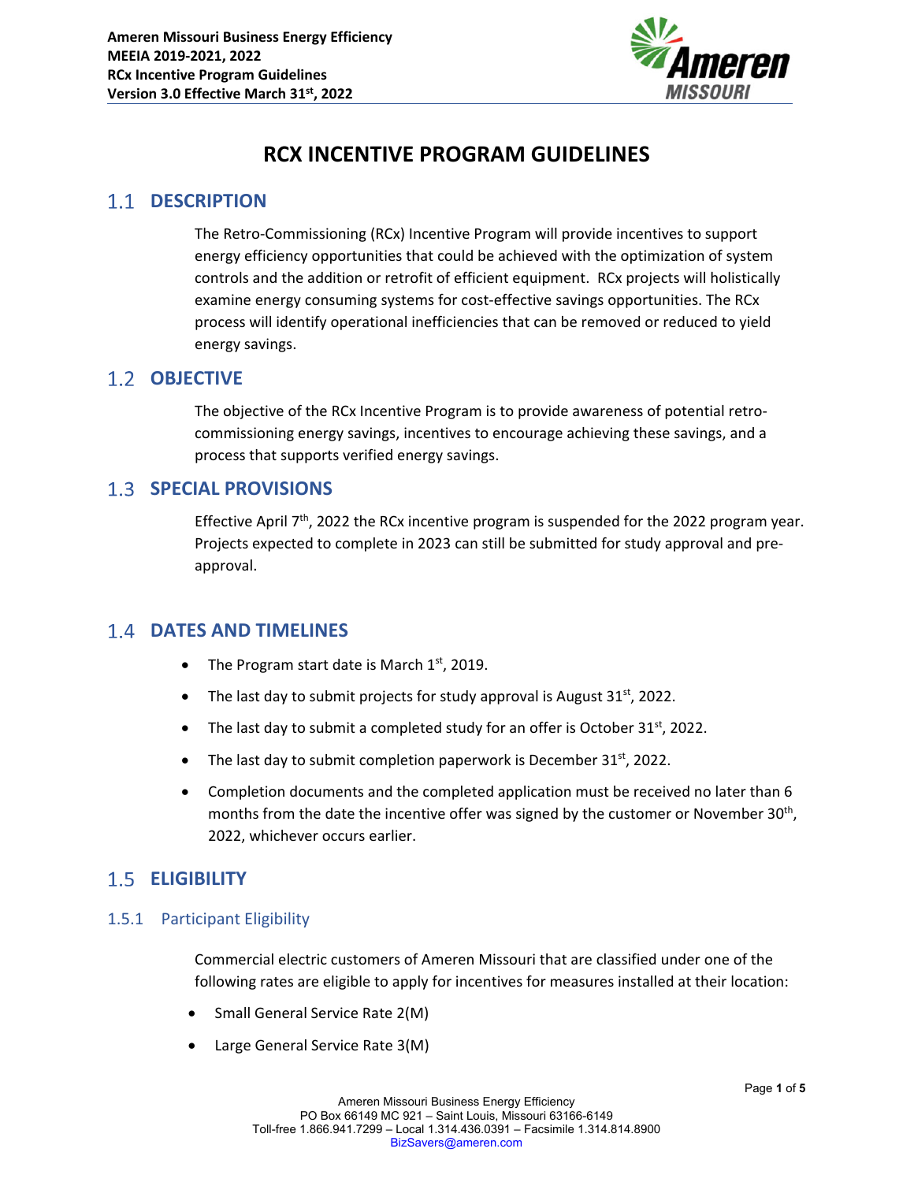# RCX INCENTIVE PROGRAM GUIDELINES

## 1.1 DESCRIPTION

The Retro-Commissioning (RCx) Incentive Program will provide incentives to support energy efficiency opportunities that could be achieved with the optimization of system controls and the addition or retrofit of efficient equipment. RCx projects will holistically examine energy consuming systems for cost-effective savings opportunities. The RCx process will identify operational inefficiencies that can be removed or reduced to yield energy savings.

## 1.2 OBJECTIVE

The objective of the RCx Incentive Program is to provide awareness of potential retro-commissioning energy savings, incentives to encourage achieving these savings, and a process that supports verified energy savings.

## 1.3 SPECIAL PROVISIONS

Effective April 7th, 2022 the RCx incentive program is suspended for the 2022 program year. Projects expected to complete in 2023 can still be submitted for study approval and pre-approval.

## 1.4 DATES AND TIMELINES

- The Program start date is March 1st, 2019.
- The last day to submit projects for study approval is August 31st, 2022.
- The last day to submit a completed study for an offer is October 31st, 2022.
- The last day to submit completion paperwork is December 31st, 2022.
- Completion documents and the completed application must be received no later than 6 months from the date the incentive offer was signed by the customer or November 30th, 2022, whichever occurs earlier.

## 1.5 ELIGIBILITY

### 1.5.1 Participant Eligibility

Commercial electric customers of Ameren Missouri that are classified under one of the following rates are eligible to apply for incentives for measures installed at their location:

- Small General Service Rate 2(M)
- Large General Service Rate 3(M)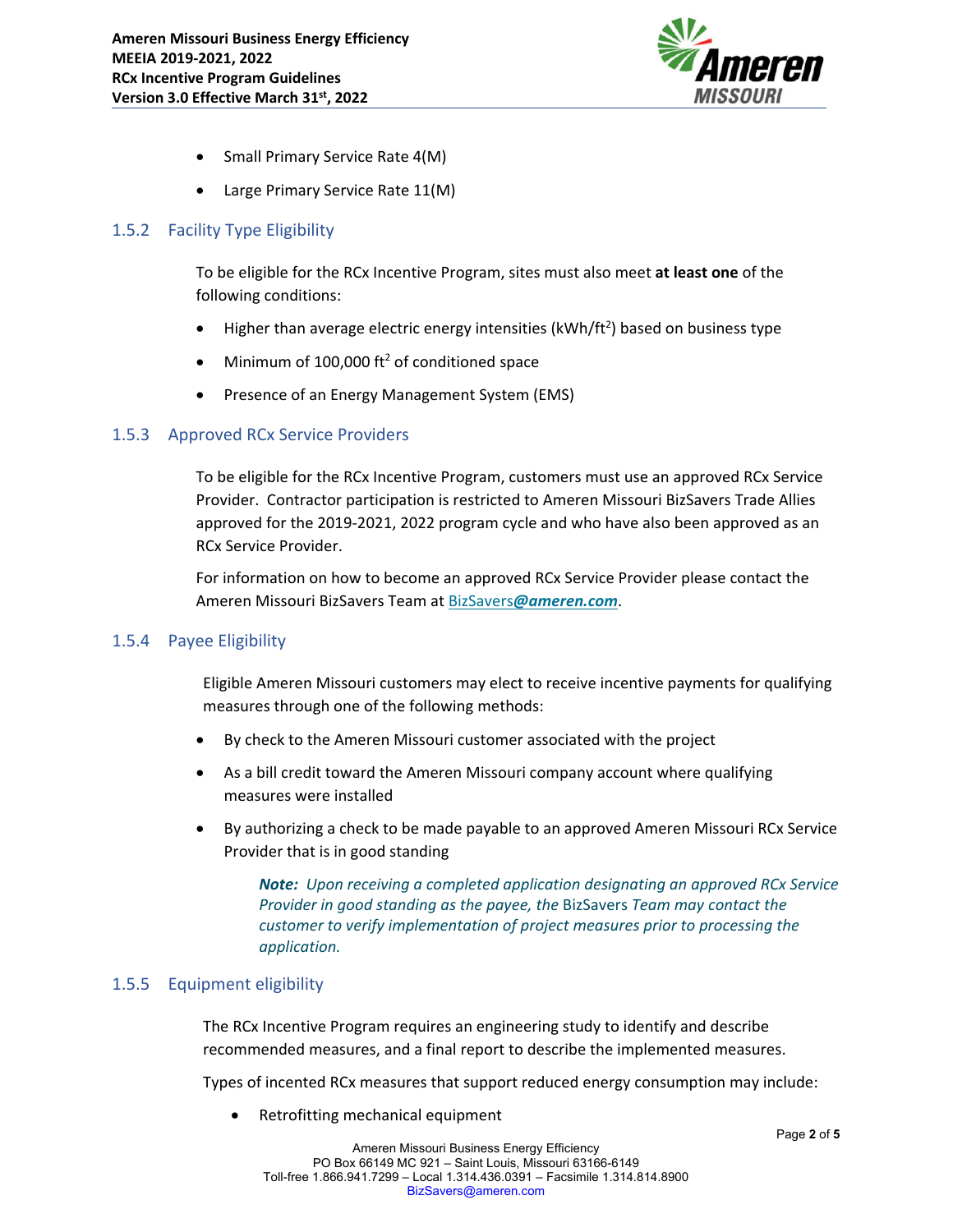- Small Primary Service Rate 4(M)
- Large Primary Service Rate 11(M)

### 1.5.2 Facility Type Eligibility

To be eligible for the RCx Incentive Program, sites must also meet **at least one** of the following conditions:

- Higher than average electric energy intensities ($kWh/ft^2$) based on business type
- Minimum of 100,000 $ft^2$ of conditioned space
- Presence of an Energy Management System (EMS)

### 1.5.3 Approved RCx Service Providers

To be eligible for the RCx Incentive Program, customers must use an approved RCx Service Provider. Contractor participation is restricted to Ameren Missouri BizSavers Trade Allies approved for the 2019-2021, 2022 program cycle and who have also been approved as an RCx Service Provider.

For information on how to become an approved RCx Service Provider please contact the Ameren Missouri BizSavers Team at BizSavers***@ameren.com***.

### 1.5.4 Payee Eligibility

Eligible Ameren Missouri customers may elect to receive incentive payments for qualifying measures through one of the following methods:

- By check to the Ameren Missouri customer associated with the project
- As a bill credit toward the Ameren Missouri company account where qualifying measures were installed
- By authorizing a check to be made payable to an approved Ameren Missouri RCx Service Provider that is in good standing

> ***Note:*** *Upon receiving a completed application designating an approved RCx Service Provider in good standing as the payee, the* BizSavers *Team may contact the customer to verify implementation of project measures prior to processing the application.*

### 1.5.5 Equipment eligibility

The RCx Incentive Program requires an engineering study to identify and describe recommended measures, and a final report to describe the implemented measures.

Types of incented RCx measures that support reduced energy consumption may include:

- Retrofitting mechanical equipment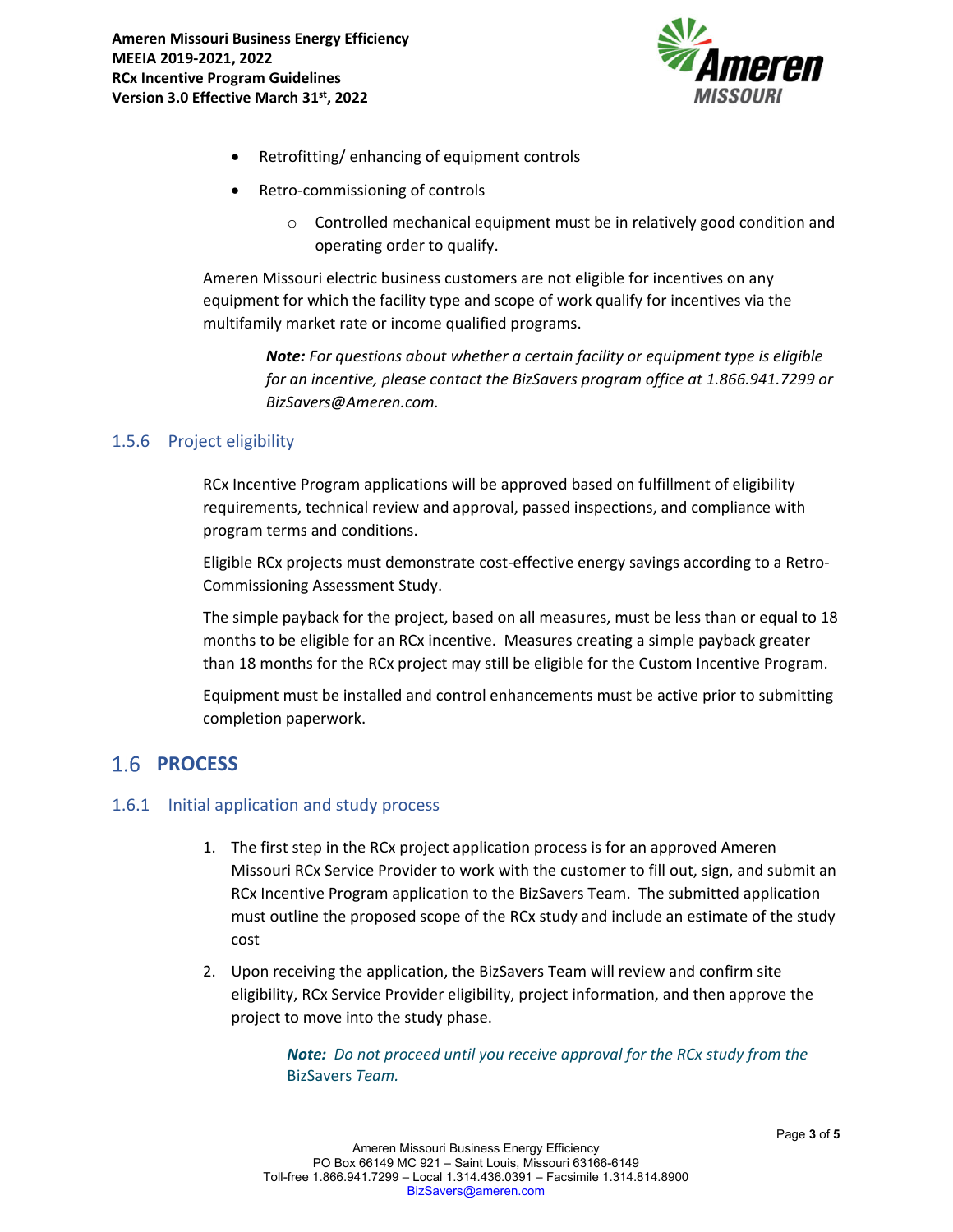- Retrofitting/ enhancing of equipment controls
- Retro-commissioning of controls
  - Controlled mechanical equipment must be in relatively good condition and operating order to qualify.

Ameren Missouri electric business customers are not eligible for incentives on any equipment for which the facility type and scope of work qualify for incentives via the multifamily market rate or income qualified programs.

> ***Note:*** *For questions about whether a certain facility or equipment type is eligible for an incentive, please contact the BizSavers program office at 1.866.941.7299 or BizSavers@Ameren.com.*

### 1.5.6 Project eligibility

RCx Incentive Program applications will be approved based on fulfillment of eligibility requirements, technical review and approval, passed inspections, and compliance with program terms and conditions.

Eligible RCx projects must demonstrate cost-effective energy savings according to a Retro-Commissioning Assessment Study.

The simple payback for the project, based on all measures, must be less than or equal to 18 months to be eligible for an RCx incentive. Measures creating a simple payback greater than 18 months for the RCx project may still be eligible for the Custom Incentive Program.

Equipment must be installed and control enhancements must be active prior to submitting completion paperwork.

## 1.6 PROCESS

### 1.6.1 Initial application and study process

1. The first step in the RCx project application process is for an approved Ameren Missouri RCx Service Provider to work with the customer to fill out, sign, and submit an RCx Incentive Program application to the BizSavers Team. The submitted application must outline the proposed scope of the RCx study and include an estimate of the study cost
2. Upon receiving the application, the BizSavers Team will review and confirm site eligibility, RCx Service Provider eligibility, project information, and then approve the project to move into the study phase.

> ***Note:*** *Do not proceed until you receive approval for the RCx study from the* BizSavers *Team.*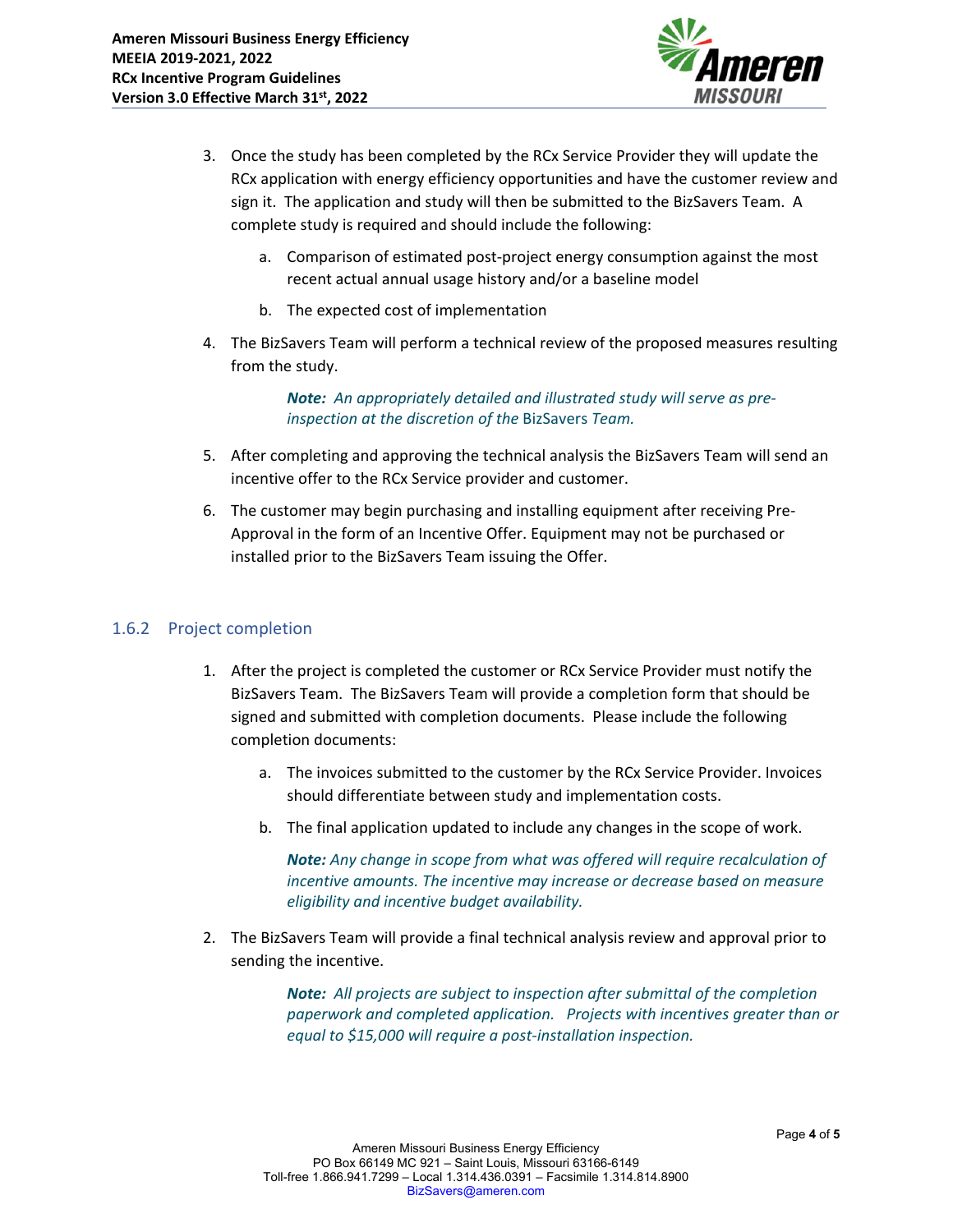3. Once the study has been completed by the RCx Service Provider they will update the RCx application with energy efficiency opportunities and have the customer review and sign it. The application and study will then be submitted to the BizSavers Team. A complete study is required and should include the following:

    a. Comparison of estimated post-project energy consumption against the most recent actual annual usage history and/or a baseline model

    b. The expected cost of implementation

4. The BizSavers Team will perform a technical review of the proposed measures resulting from the study.

    ***Note:*** *An appropriately detailed and illustrated study will serve as pre-inspection at the discretion of the* BizSavers *Team.*

5. After completing and approving the technical analysis the BizSavers Team will send an incentive offer to the RCx Service provider and customer.

6. The customer may begin purchasing and installing equipment after receiving Pre-Approval in the form of an Incentive Offer. Equipment may not be purchased or installed prior to the BizSavers Team issuing the Offer.

### 1.6.2 Project completion

1. After the project is completed the customer or RCx Service Provider must notify the BizSavers Team. The BizSavers Team will provide a completion form that should be signed and submitted with completion documents. Please include the following completion documents:

    a. The invoices submitted to the customer by the RCx Service Provider. Invoices should differentiate between study and implementation costs.

    b. The final application updated to include any changes in the scope of work.

    ***Note:*** *Any change in scope from what was offered will require recalculation of incentive amounts. The incentive may increase or decrease based on measure eligibility and incentive budget availability.*

2. The BizSavers Team will provide a final technical analysis review and approval prior to sending the incentive.

    ***Note:*** *All projects are subject to inspection after submittal of the completion paperwork and completed application. Projects with incentives greater than or equal to $15,000 will require a post-installation inspection.*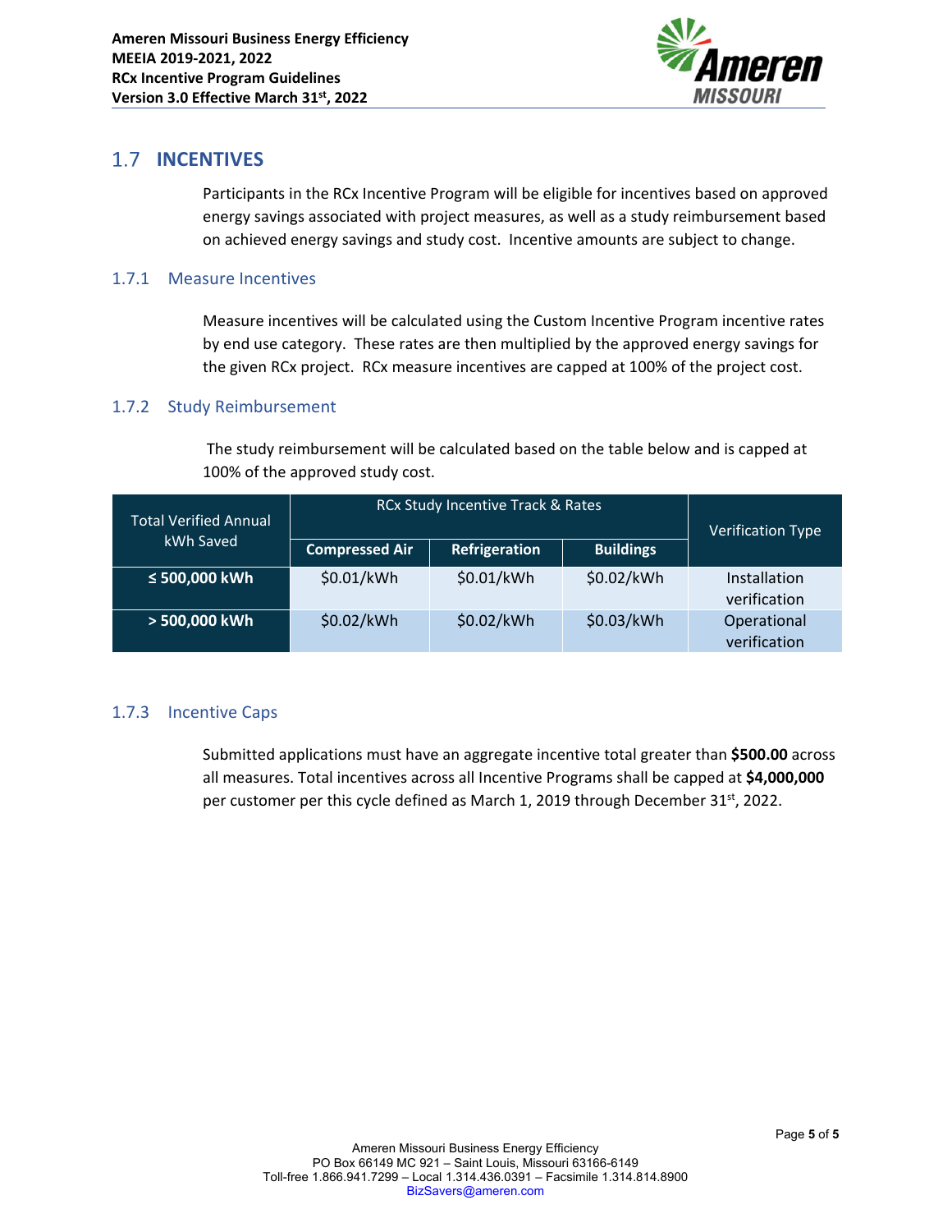## 1.7 INCENTIVES

Participants in the RCx Incentive Program will be eligible for incentives based on approved energy savings associated with project measures, as well as a study reimbursement based on achieved energy savings and study cost. Incentive amounts are subject to change.

### 1.7.1 Measure Incentives

Measure incentives will be calculated using the Custom Incentive Program incentive rates by end use category. These rates are then multiplied by the approved energy savings for the given RCx project. RCx measure incentives are capped at 100% of the project cost.

### 1.7.2 Study Reimbursement

The study reimbursement will be calculated based on the table below and is capped at 100% of the approved study cost.

| Total Verified Annual kWh Saved | RCx Study Incentive Track & Rates | | | Verification Type |
|---|---|---|---|---|
| | **Compressed Air** | **Refrigeration** | **Buildings** | |
| **≤ 500,000 kWh** | \$0.01/kWh | \$0.01/kWh | \$0.02/kWh | Installation verification |
| **> 500,000 kWh** | \$0.02/kWh | \$0.02/kWh | \$0.03/kWh | Operational verification |

### 1.7.3 Incentive Caps

Submitted applications must have an aggregate incentive total greater than **\$500.00** across all measures. Total incentives across all Incentive Programs shall be capped at **\$4,000,000** per customer per this cycle defined as March 1, 2019 through December 31st, 2022.